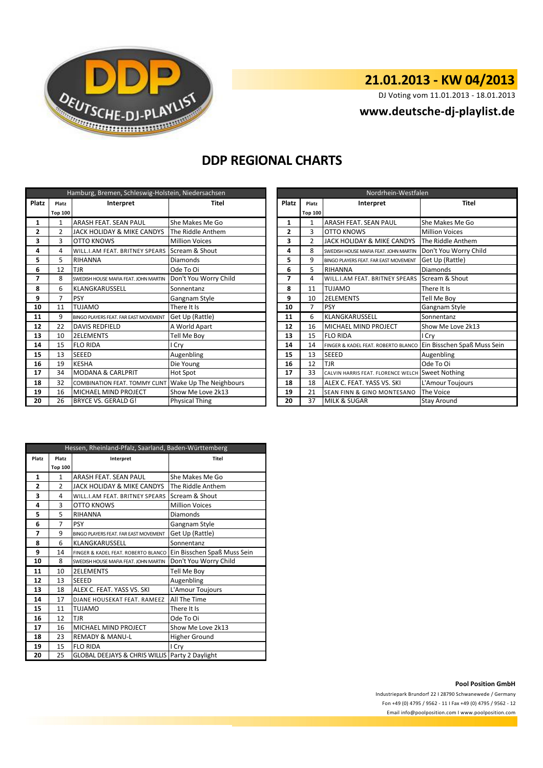DEUTSCHE-DJ-PLAYLIST

**21.01.2013 - KW 04/2013**

DJ Voting vom 11.01.2013 - 18.01.2013

**www.deutsche-dj-playlist.de**

# DDP REGIONAL CHARTS

| Hamburg, Bremen, Schleswig-Holstein, Niedersachsen | | | |
|---|---|---|---|
| Platz | Platz Top 100 | Interpret | Titel |
| 1 | 1 | ARASH FEAT. SEAN PAUL | She Makes Me Go |
| 2 | 2 | JACK HOLIDAY & MIKE CANDYS | The Riddle Anthem |
| 3 | 3 | OTTO KNOWS | Million Voices |
| 4 | 4 | WILL.I.AM FEAT. BRITNEY SPEARS | Scream & Shout |
| 5 | 5 | RIHANNA | Diamonds |
| 6 | 12 | TJR | Ode To Oi |
| 7 | 8 | SWEDISH HOUSE MAFIA FEAT. JOHN MARTIN | Don't You Worry Child |
| 8 | 6 | KLANGKARUSSELL | Sonnentanz |
| 9 | 7 | PSY | Gangnam Style |
| 10 | 11 | TUJAMO | There It Is |
| 11 | 9 | BINGO PLAYERS FEAT. FAR EAST MOVEMENT | Get Up (Rattle) |
| 12 | 22 | DAVIS REDFIELD | A World Apart |
| 13 | 10 | 2ELEMENTS | Tell Me Boy |
| 14 | 15 | FLO RIDA | I Cry |
| 15 | 13 | SEEED | Augenbling |
| 16 | 19 | KESHA | Die Young |
| 17 | 34 | MODANA & CARLPRIT | Hot Spot |
| 18 | 32 | COMBINATION FEAT. TOMMY CLINT | Wake Up The Neighbours |
| 19 | 16 | MICHAEL MIND PROJECT | Show Me Love 2k13 |
| 20 | 26 | BRYCE VS. GERALD G! | Physical Thing |

| Nordrhein-Westfalen | | | |
|---|---|---|---|
| Platz | Platz Top 100 | Interpret | Titel |
| 1 | 1 | ARASH FEAT. SEAN PAUL | She Makes Me Go |
| 2 | 3 | OTTO KNOWS | Million Voices |
| 3 | 2 | JACK HOLIDAY & MIKE CANDYS | The Riddle Anthem |
| 4 | 8 | SWEDISH HOUSE MAFIA FEAT. JOHN MARTIN | Don't You Worry Child |
| 5 | 9 | BINGO PLAYERS FEAT. FAR EAST MOVEMENT | Get Up (Rattle) |
| 6 | 5 | RIHANNA | Diamonds |
| 7 | 4 | WILL.I.AM FEAT. BRITNEY SPEARS | Scream & Shout |
| 8 | 11 | TUJAMO | There It Is |
| 9 | 10 | 2ELEMENTS | Tell Me Boy |
| 10 | 7 | PSY | Gangnam Style |
| 11 | 6 | KLANGKARUSSELL | Sonnentanz |
| 12 | 16 | MICHAEL MIND PROJECT | Show Me Love 2k13 |
| 13 | 15 | FLO RIDA | I Cry |
| 14 | 14 | FINGER & KADEL FEAT. ROBERTO BLANCO | Ein Bisschen Spaß Muss Sein |
| 15 | 13 | SEEED | Augenbling |
| 16 | 12 | TJR | Ode To Oi |
| 17 | 33 | CALVIN HARRIS FEAT. FLORENCE WELCH | Sweet Nothing |
| 18 | 18 | ALEX C. FEAT. YASS VS. SKI | L'Amour Toujours |
| 19 | 21 | SEAN FINN & GINO MONTESANO | The Voice |
| 20 | 37 | MILK & SUGAR | Stay Around |

| Hessen, Rheinland-Pfalz, Saarland, Baden-Württemberg | | | |
|---|---|---|---|
| Platz | Platz Top 100 | Interpret | Titel |
| 1 | 1 | ARASH FEAT. SEAN PAUL | She Makes Me Go |
| 2 | 2 | JACK HOLIDAY & MIKE CANDYS | The Riddle Anthem |
| 3 | 4 | WILL.I.AM FEAT. BRITNEY SPEARS | Scream & Shout |
| 4 | 3 | OTTO KNOWS | Million Voices |
| 5 | 5 | RIHANNA | Diamonds |
| 6 | 7 | PSY | Gangnam Style |
| 7 | 9 | BINGO PLAYERS FEAT. FAR EAST MOVEMENT | Get Up (Rattle) |
| 8 | 6 | KLANGKARUSSELL | Sonnentanz |
| 9 | 14 | FINGER & KADEL FEAT. ROBERTO BLANCO | Ein Bisschen Spaß Muss Sein |
| 10 | 8 | SWEDISH HOUSE MAFIA FEAT. JOHN MARTIN | Don't You Worry Child |
| 11 | 10 | 2ELEMENTS | Tell Me Boy |
| 12 | 13 | SEEED | Augenbling |
| 13 | 18 | ALEX C. FEAT. YASS VS. SKI | L'Amour Toujours |
| 14 | 17 | DJANE HOUSEKAT FEAT. RAMEEZ | All The Time |
| 15 | 11 | TUJAMO | There It Is |
| 16 | 12 | TJR | Ode To Oi |
| 17 | 16 | MICHAEL MIND PROJECT | Show Me Love 2k13 |
| 18 | 23 | REMADY & MANU-L | Higher Ground |
| 19 | 15 | FLO RIDA | I Cry |
| 20 | 25 | GLOBAL DEEJAYS & CHRIS WILLIS | Party 2 Daylight |

**Pool Position GmbH**

Industriepark Brundorf 22 I 28790 Schwanewede / Germany

Fon +49 (0) 4795 / 9562 - 11 I Fax +49 (0) 4795 / 9562 - 12

Email info@poolposition.com I www.poolposition.com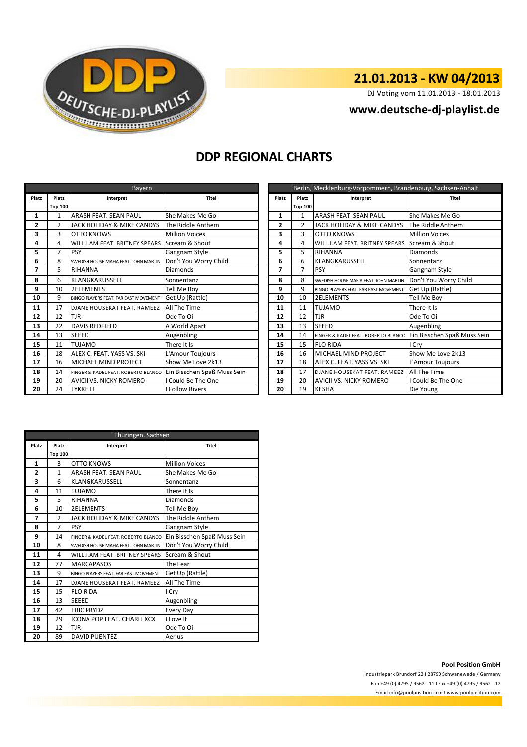## 21.01.2013 - KW 04/2013

DJ Voting vom 11.01.2013 - 18.01.2013

**www.deutsche-dj-playlist.de**

# DDP REGIONAL CHARTS

| Bayern | | | |
|---|---|---|---|
| **Platz** | **Platz Top 100** | **Interpret** | **Titel** |
| **1** | 1 | ARASH FEAT. SEAN PAUL | She Makes Me Go |
| **2** | 2 | JACK HOLIDAY & MIKE CANDYS | The Riddle Anthem |
| **3** | 3 | OTTO KNOWS | Million Voices |
| **4** | 4 | WILL.I.AM FEAT. BRITNEY SPEARS | Scream & Shout |
| **5** | 7 | PSY | Gangnam Style |
| **6** | 8 | SWEDISH HOUSE MAFIA FEAT. JOHN MARTIN | Don't You Worry Child |
| **7** | 5 | RIHANNA | Diamonds |
| **8** | 6 | KLANGKARUSSELL | Sonnentanz |
| **9** | 10 | 2ELEMENTS | Tell Me Boy |
| **10** | 9 | BINGO PLAYERS FEAT. FAR EAST MOVEMENT | Get Up (Rattle) |
| **11** | 17 | DJANE HOUSEKAT FEAT. RAMEEZ | All The Time |
| **12** | 12 | TJR | Ode To Oi |
| **13** | 22 | DAVIS REDFIELD | A World Apart |
| **14** | 13 | SEEED | Augenbling |
| **15** | 11 | TUJAMO | There It Is |
| **16** | 18 | ALEX C. FEAT. YASS VS. SKI | L'Amour Toujours |
| **17** | 16 | MICHAEL MIND PROJECT | Show Me Love 2k13 |
| **18** | 14 | FINGER & KADEL FEAT. ROBERTO BLANCO | Ein Bisschen Spaß Muss Sein |
| **19** | 20 | AVICII VS. NICKY ROMERO | I Could Be The One |
| **20** | 24 | LYKKE LI | I Follow Rivers |

| Berlin, Mecklenburg-Vorpommern, Brandenburg, Sachsen-Anhalt | | | |
|---|---|---|---|
| **Platz** | **Platz Top 100** | **Interpret** | **Titel** |
| **1** | 1 | ARASH FEAT. SEAN PAUL | She Makes Me Go |
| **2** | 2 | JACK HOLIDAY & MIKE CANDYS | The Riddle Anthem |
| **3** | 3 | OTTO KNOWS | Million Voices |
| **4** | 4 | WILL.I.AM FEAT. BRITNEY SPEARS | Scream & Shout |
| **5** | 5 | RIHANNA | Diamonds |
| **6** | 6 | KLANGKARUSSELL | Sonnentanz |
| **7** | 7 | PSY | Gangnam Style |
| **8** | 8 | SWEDISH HOUSE MAFIA FEAT. JOHN MARTIN | Don't You Worry Child |
| **9** | 9 | BINGO PLAYERS FEAT. FAR EAST MOVEMENT | Get Up (Rattle) |
| **10** | 10 | 2ELEMENTS | Tell Me Boy |
| **11** | 11 | TUJAMO | There It Is |
| **12** | 12 | TJR | Ode To Oi |
| **13** | 13 | SEEED | Augenbling |
| **14** | 14 | FINGER & KADEL FEAT. ROBERTO BLANCO | Ein Bisschen Spaß Muss Sein |
| **15** | 15 | FLO RIDA | I Cry |
| **16** | 16 | MICHAEL MIND PROJECT | Show Me Love 2k13 |
| **17** | 18 | ALEX C. FEAT. YASS VS. SKI | L'Amour Toujours |
| **18** | 17 | DJANE HOUSEKAT FEAT. RAMEEZ | All The Time |
| **19** | 20 | AVICII VS. NICKY ROMERO | I Could Be The One |
| **20** | 19 | KESHA | Die Young |

| Thüringen, Sachsen | | | |
|---|---|---|---|
| **Platz** | **Platz Top 100** | **Interpret** | **Titel** |
| **1** | 3 | OTTO KNOWS | Million Voices |
| **2** | 1 | ARASH FEAT. SEAN PAUL | She Makes Me Go |
| **3** | 6 | KLANGKARUSSELL | Sonnentanz |
| **4** | 11 | TUJAMO | There It Is |
| **5** | 5 | RIHANNA | Diamonds |
| **6** | 10 | 2ELEMENTS | Tell Me Boy |
| **7** | 2 | JACK HOLIDAY & MIKE CANDYS | The Riddle Anthem |
| **8** | 7 | PSY | Gangnam Style |
| **9** | 14 | FINGER & KADEL FEAT. ROBERTO BLANCO | Ein Bisschen Spaß Muss Sein |
| **10** | 8 | SWEDISH HOUSE MAFIA FEAT. JOHN MARTIN | Don't You Worry Child |
| **11** | 4 | WILL.I.AM FEAT. BRITNEY SPEARS | Scream & Shout |
| **12** | 77 | MARCAPASOS | The Fear |
| **13** | 9 | BINGO PLAYERS FEAT. FAR EAST MOVEMENT | Get Up (Rattle) |
| **14** | 17 | DJANE HOUSEKAT FEAT. RAMEEZ | All The Time |
| **15** | 15 | FLO RIDA | I Cry |
| **16** | 13 | SEEED | Augenbling |
| **17** | 42 | ERIC PRYDZ | Every Day |
| **18** | 29 | ICONA POP FEAT. CHARLI XCX | I Love It |
| **19** | 12 | TJR | Ode To Oi |
| **20** | 89 | DAVID PUENTEZ | Aerius |

**Pool Position GmbH**

Industriepark Brundorf 22 I 28790 Schwanewede / Germany

Fon +49 (0) 4795 / 9562 - 11 I Fax +49 (0) 4795 / 9562 - 12

Email info@poolposition.com I www.poolposition.com